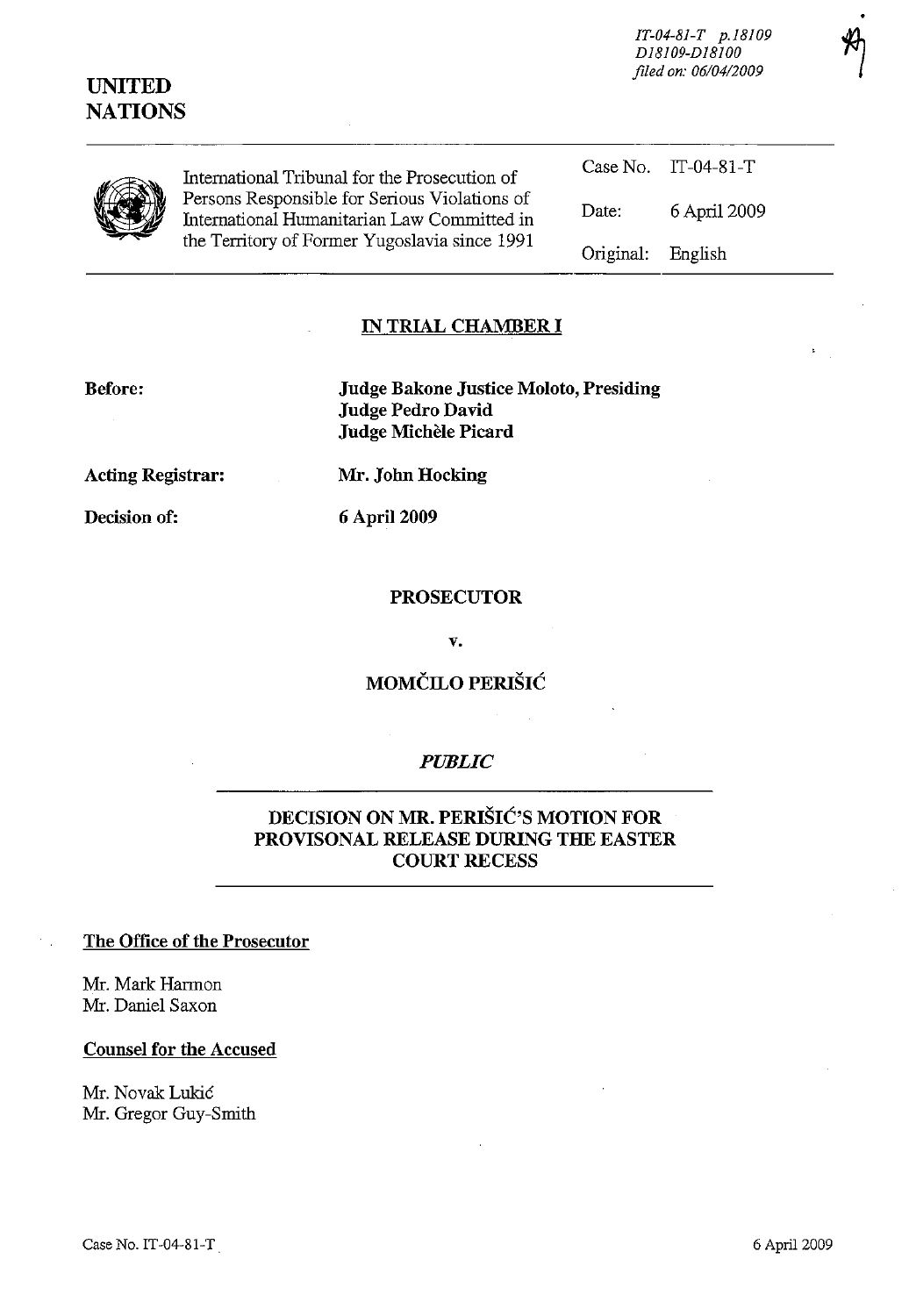IT-04-81-T p.18109
D18109-D18100
filed on: 06/04/2009

**UNITED NATIONS**

| | | |
|---|---|---|
| International Tribunal for the Prosecution of Persons Responsible for Serious Violations of International Humanitarian Law Committed in the Territory of Former Yugoslavia since 1991 | Case No. | IT-04-81-T |
| | Date: | 6 April 2009 |
| | Original: | English |

## IN TRIAL CHAMBER I

**Before:** **Judge Bakone Justice Moloto, Presiding**
**Judge Pedro David**
**Judge Michèle Picard**

**Acting Registrar:** **Mr. John Hocking**

**Decision of:** **6 April 2009**

**PROSECUTOR**

**v.**

**MOMČILO PERIŠIĆ**

***PUBLIC***

## DECISION ON MR. PERIŠIĆ'S MOTION FOR PROVISONAL RELEASE DURING THE EASTER COURT RECESS

**The Office of the Prosecutor**

Mr. Mark Harmon
Mr. Daniel Saxon

**Counsel for the Accused**

Mr. Novak Lukić
Mr. Gregor Guy-Smith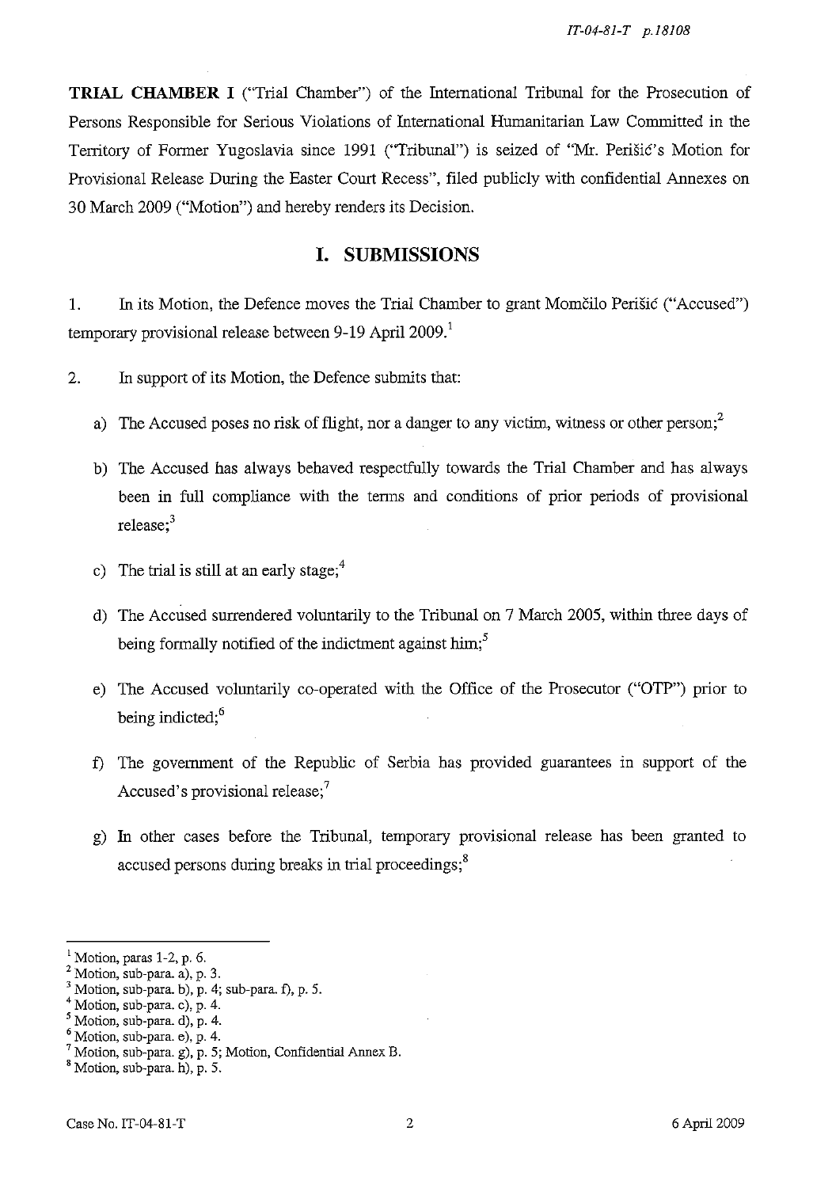**TRIAL CHAMBER I** ("Trial Chamber") of the International Tribunal for the Prosecution of Persons Responsible for Serious Violations of International Humanitarian Law Committed in the Territory of Former Yugoslavia since 1991 ("Tribunal") is seized of "Mr. Perišić's Motion for Provisional Release During the Easter Court Recess", filed publicly with confidential Annexes on 30 March 2009 ("Motion") and hereby renders its Decision.

## I. SUBMISSIONS

1. In its Motion, the Defence moves the Trial Chamber to grant Momčilo Perišić ("Accused") temporary provisional release between 9-19 April 2009.[1]

2. In support of its Motion, the Defence submits that:

   a) The Accused poses no risk of flight, nor a danger to any victim, witness or other person;[2]

   b) The Accused has always behaved respectfully towards the Trial Chamber and has always been in full compliance with the terms and conditions of prior periods of provisional release;[3]

   c) The trial is still at an early stage;[4]

   d) The Accused surrendered voluntarily to the Tribunal on 7 March 2005, within three days of being formally notified of the indictment against him;[5]

   e) The Accused voluntarily co-operated with the Office of the Prosecutor ("OTP") prior to being indicted;[6]

   f) The government of the Republic of Serbia has provided guarantees in support of the Accused's provisional release;[7]

   g) In other cases before the Tribunal, temporary provisional release has been granted to accused persons during breaks in trial proceedings;[8]

---

[1] Motion, paras 1-2, p. 6.
[2] Motion, sub-para. a), p. 3.
[3] Motion, sub-para. b), p. 4; sub-para. f), p. 5.
[4] Motion, sub-para. c), p. 4.
[5] Motion, sub-para. d), p. 4.
[6] Motion, sub-para. e), p. 4.
[7] Motion, sub-para. g), p. 5; Motion, Confidential Annex B.
[8] Motion, sub-para. h), p. 5.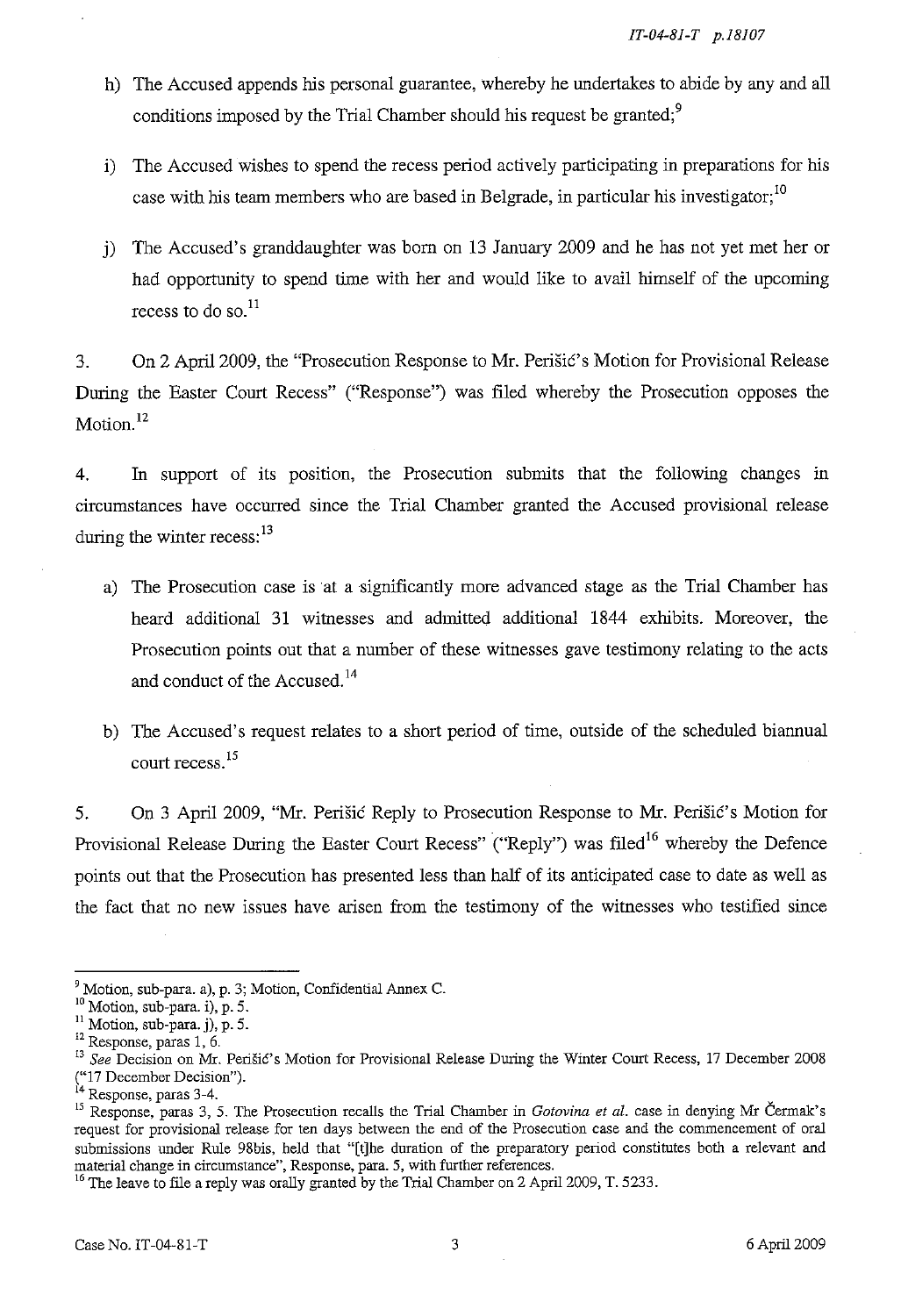h) The Accused appends his personal guarantee, whereby he undertakes to abide by any and all conditions imposed by the Trial Chamber should his request be granted;[9]

i) The Accused wishes to spend the recess period actively participating in preparations for his case with his team members who are based in Belgrade, in particular his investigator;[10]

j) The Accused's granddaughter was born on 13 January 2009 and he has not yet met her or had opportunity to spend time with her and would like to avail himself of the upcoming recess to do so.[11]

3. On 2 April 2009, the "Prosecution Response to Mr. Perišić's Motion for Provisional Release During the Easter Court Recess" ("Response") was filed whereby the Prosecution opposes the Motion.[12]

4. In support of its position, the Prosecution submits that the following changes in circumstances have occurred since the Trial Chamber granted the Accused provisional release during the winter recess:[13]

a) The Prosecution case is at a significantly more advanced stage as the Trial Chamber has heard additional 31 witnesses and admitted additional 1844 exhibits. Moreover, the Prosecution points out that a number of these witnesses gave testimony relating to the acts and conduct of the Accused.[14]

b) The Accused's request relates to a short period of time, outside of the scheduled biannual court recess.[15]

5. On 3 April 2009, "Mr. Perišić Reply to Prosecution Response to Mr. Perišić's Motion for Provisional Release During the Easter Court Recess" ("Reply") was filed[16] whereby the Defence points out that the Prosecution has presented less than half of its anticipated case to date as well as the fact that no new issues have arisen from the testimony of the witnesses who testified since

---

[9] Motion, sub-para. a), p. 3; Motion, Confidential Annex C.

[10] Motion, sub-para. i), p. 5.

[11] Motion, sub-para. j), p. 5.

[12] Response, paras 1, 6.

[13] *See* Decision on Mr. Perišić's Motion for Provisional Release During the Winter Court Recess, 17 December 2008 ("17 December Decision").

[14] Response, paras 3-4.

[15] Response, paras 3, 5. The Prosecution recalls the Trial Chamber in *Gotovina et al.* case in denying Mr Čermak's request for provisional release for ten days between the end of the Prosecution case and the commencement of oral submissions under Rule 98bis, held that "[t]he duration of the preparatory period constitutes both a relevant and material change in circumstance", Response, para. 5, with further references.

[16] The leave to file a reply was orally granted by the Trial Chamber on 2 April 2009, T. 5233.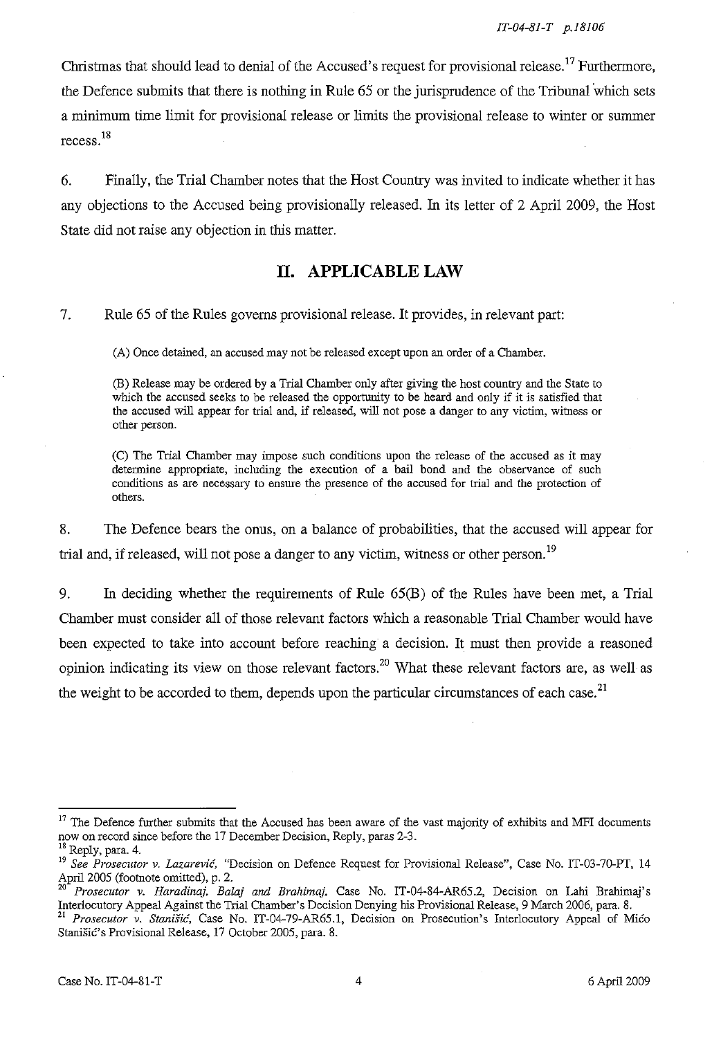Christmas that should lead to denial of the Accused's request for provisional release.[17] Furthermore, the Defence submits that there is nothing in Rule 65 or the jurisprudence of the Tribunal which sets a minimum time limit for provisional release or limits the provisional release to winter or summer recess.[18]

6. Finally, the Trial Chamber notes that the Host Country was invited to indicate whether it has any objections to the Accused being provisionally released. In its letter of 2 April 2009, the Host State did not raise any objection in this matter.

## II. APPLICABLE LAW

7. Rule 65 of the Rules governs provisional release. It provides, in relevant part:

> (A) Once detained, an accused may not be released except upon an order of a Chamber.
>
> (B) Release may be ordered by a Trial Chamber only after giving the host country and the State to which the accused seeks to be released the opportunity to be heard and only if it is satisfied that the accused will appear for trial and, if released, will not pose a danger to any victim, witness or other person.
>
> (C) The Trial Chamber may impose such conditions upon the release of the accused as it may determine appropriate, including the execution of a bail bond and the observance of such conditions as are necessary to ensure the presence of the accused for trial and the protection of others.

8. The Defence bears the onus, on a balance of probabilities, that the accused will appear for trial and, if released, will not pose a danger to any victim, witness or other person.[19]

9. In deciding whether the requirements of Rule 65(B) of the Rules have been met, a Trial Chamber must consider all of those relevant factors which a reasonable Trial Chamber would have been expected to take into account before reaching a decision. It must then provide a reasoned opinion indicating its view on those relevant factors.[20] What these relevant factors are, as well as the weight to be accorded to them, depends upon the particular circumstances of each case.[21]

---

[17] The Defence further submits that the Accused has been aware of the vast majority of exhibits and MFI documents now on record since before the 17 December Decision, Reply, paras 2-3.

[18] Reply, para. 4.

[19] *See Prosecutor v. Lazarević*, "Decision on Defence Request for Provisional Release", Case No. IT-03-70-PT, 14 April 2005 (footnote omitted), p. 2.

[20] *Prosecutor v. Haradinaj, Balaj and Brahimaj*, Case No. IT-04-84-AR65.2, Decision on Lahi Brahimaj's Interlocutory Appeal Against the Trial Chamber's Decision Denying his Provisional Release, 9 March 2006, para. 8.

[21] *Prosecutor v. Stanišić*, Case No. IT-04-79-AR65.1, Decision on Prosecution's Interlocutory Appeal of Mićo Stanišić's Provisional Release, 17 October 2005, para. 8.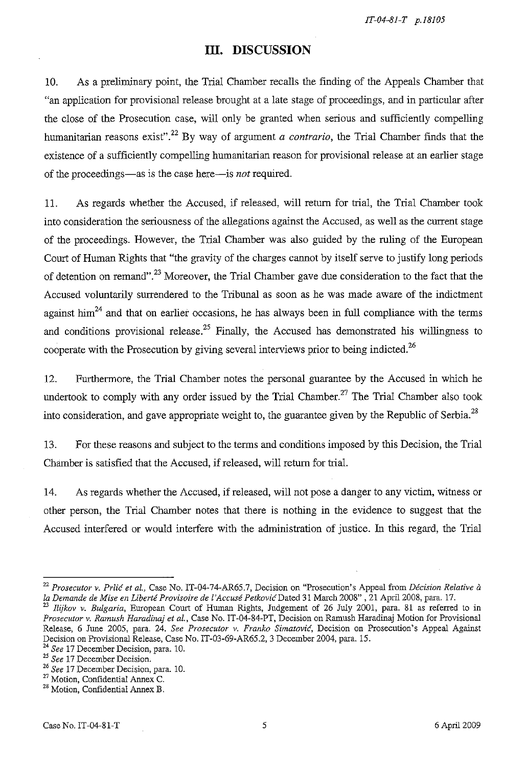## III. DISCUSSION

10. As a preliminary point, the Trial Chamber recalls the finding of the Appeals Chamber that "an application for provisional release brought at a late stage of proceedings, and in particular after the close of the Prosecution case, will only be granted when serious and sufficiently compelling humanitarian reasons exist".[22] By way of argument *a contrario*, the Trial Chamber finds that the existence of a sufficiently compelling humanitarian reason for provisional release at an earlier stage of the proceedings—as is the case here—is *not* required.

11. As regards whether the Accused, if released, will return for trial, the Trial Chamber took into consideration the seriousness of the allegations against the Accused, as well as the current stage of the proceedings. However, the Trial Chamber was also guided by the ruling of the European Court of Human Rights that "the gravity of the charges cannot by itself serve to justify long periods of detention on remand".[23] Moreover, the Trial Chamber gave due consideration to the fact that the Accused voluntarily surrendered to the Tribunal as soon as he was made aware of the indictment against him[24] and that on earlier occasions, he has always been in full compliance with the terms and conditions provisional release.[25] Finally, the Accused has demonstrated his willingness to cooperate with the Prosecution by giving several interviews prior to being indicted.[26]

12. Furthermore, the Trial Chamber notes the personal guarantee by the Accused in which he undertook to comply with any order issued by the Trial Chamber.[27] The Trial Chamber also took into consideration, and gave appropriate weight to, the guarantee given by the Republic of Serbia.[28]

13. For these reasons and subject to the terms and conditions imposed by this Decision, the Trial Chamber is satisfied that the Accused, if released, will return for trial.

14. As regards whether the Accused, if released, will not pose a danger to any victim, witness or other person, the Trial Chamber notes that there is nothing in the evidence to suggest that the Accused interfered or would interfere with the administration of justice. In this regard, the Trial

---

[22] *Prosecutor v. Prlić et al.*, Case No. IT-04-74-AR65.7, Decision on "Prosecution's Appeal from *Décision Relative à la Demande de Mise en Liberté Provisoire de l'Accusé Petković* Dated 31 March 2008", 21 April 2008, para. 17.

[23] *Ilijkov v. Bulgaria*, European Court of Human Rights, Judgement of 26 July 2001, para. 81 as referred to in *Prosecutor v. Ramush Haradinaj et al.*, Case No. IT-04-84-PT, Decision on Ramush Haradinaj Motion for Provisional Release, 6 June 2005, para. 24. *See Prosecutor v. Franko Simatović*, Decision on Prosecution's Appeal Against Decision on Provisional Release, Case No. IT-03-69-AR65.2, 3 December 2004, para. 15.

[24] *See* 17 December Decision, para. 10.

[25] *See* 17 December Decision.

[26] *See* 17 December Decision, para. 10.

[27] Motion, Confidential Annex C.

[28] Motion, Confidential Annex B.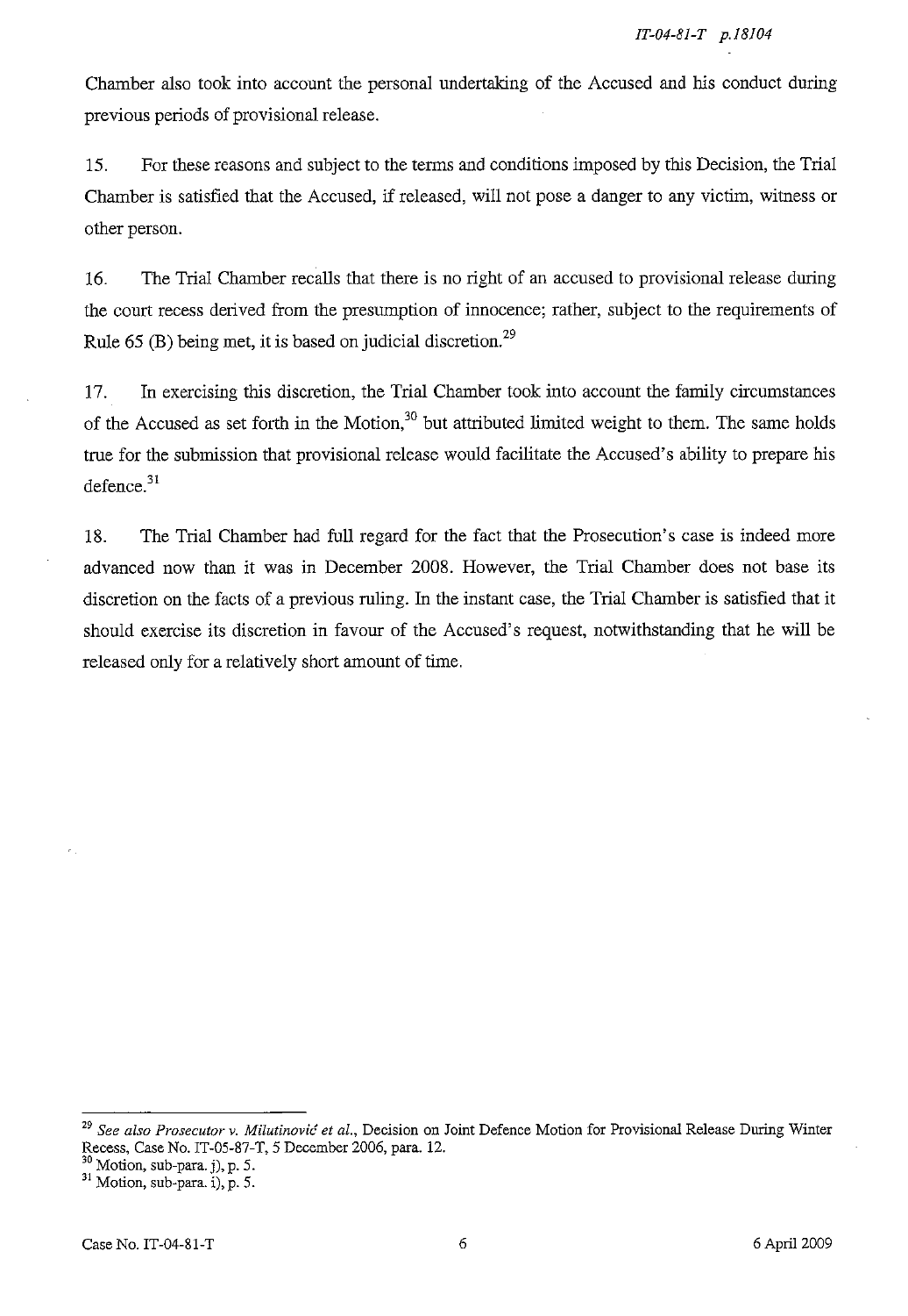Chamber also took into account the personal undertaking of the Accused and his conduct during previous periods of provisional release.

15. For these reasons and subject to the terms and conditions imposed by this Decision, the Trial Chamber is satisfied that the Accused, if released, will not pose a danger to any victim, witness or other person.

16. The Trial Chamber recalls that there is no right of an accused to provisional release during the court recess derived from the presumption of innocence; rather, subject to the requirements of Rule 65 (B) being met, it is based on judicial discretion.[29]

17. In exercising this discretion, the Trial Chamber took into account the family circumstances of the Accused as set forth in the Motion,[30] but attributed limited weight to them. The same holds true for the submission that provisional release would facilitate the Accused's ability to prepare his defence.[31]

18. The Trial Chamber had full regard for the fact that the Prosecution's case is indeed more advanced now than it was in December 2008. However, the Trial Chamber does not base its discretion on the facts of a previous ruling. In the instant case, the Trial Chamber is satisfied that it should exercise its discretion in favour of the Accused's request, notwithstanding that he will be released only for a relatively short amount of time.

---

[29] *See also Prosecutor v. Milutinović et al.*, Decision on Joint Defence Motion for Provisional Release During Winter Recess, Case No. IT-05-87-T, 5 December 2006, para. 12.

[30] Motion, sub-para. j), p. 5.

[31] Motion, sub-para. i), p. 5.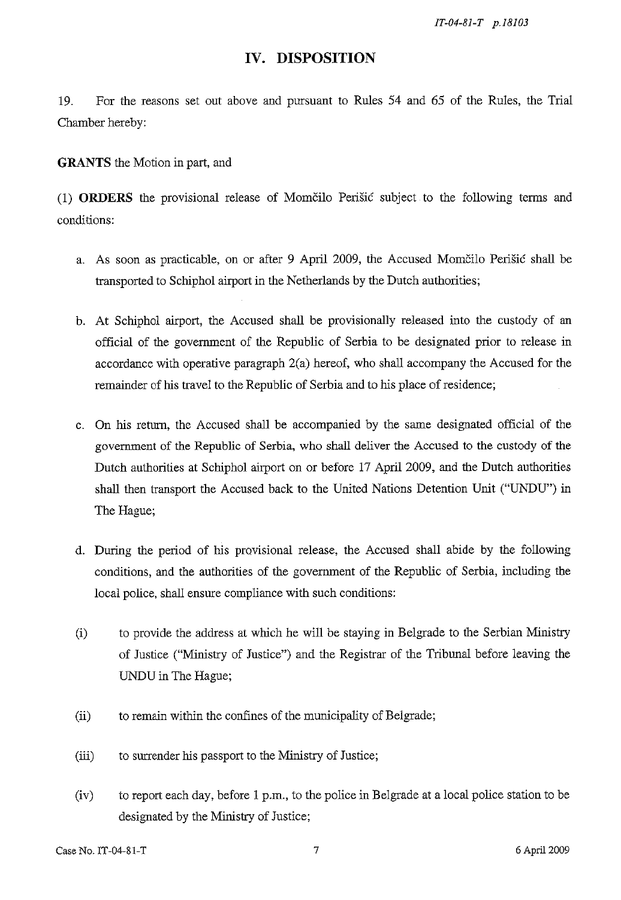## IV. DISPOSITION

19. For the reasons set out above and pursuant to Rules 54 and 65 of the Rules, the Trial Chamber hereby:

**GRANTS** the Motion in part, and

(1) **ORDERS** the provisional release of Momčilo Perišić subject to the following terms and conditions:

a. As soon as practicable, on or after 9 April 2009, the Accused Momčilo Perišić shall be transported to Schiphol airport in the Netherlands by the Dutch authorities;

b. At Schiphol airport, the Accused shall be provisionally released into the custody of an official of the government of the Republic of Serbia to be designated prior to release in accordance with operative paragraph 2(a) hereof, who shall accompany the Accused for the remainder of his travel to the Republic of Serbia and to his place of residence;

c. On his return, the Accused shall be accompanied by the same designated official of the government of the Republic of Serbia, who shall deliver the Accused to the custody of the Dutch authorities at Schiphol airport on or before 17 April 2009, and the Dutch authorities shall then transport the Accused back to the United Nations Detention Unit ("UNDU") in The Hague;

d. During the period of his provisional release, the Accused shall abide by the following conditions, and the authorities of the government of the Republic of Serbia, including the local police, shall ensure compliance with such conditions:

(i) to provide the address at which he will be staying in Belgrade to the Serbian Ministry of Justice ("Ministry of Justice") and the Registrar of the Tribunal before leaving the UNDU in The Hague;

(ii) to remain within the confines of the municipality of Belgrade;

(iii) to surrender his passport to the Ministry of Justice;

(iv) to report each day, before 1 p.m., to the police in Belgrade at a local police station to be designated by the Ministry of Justice;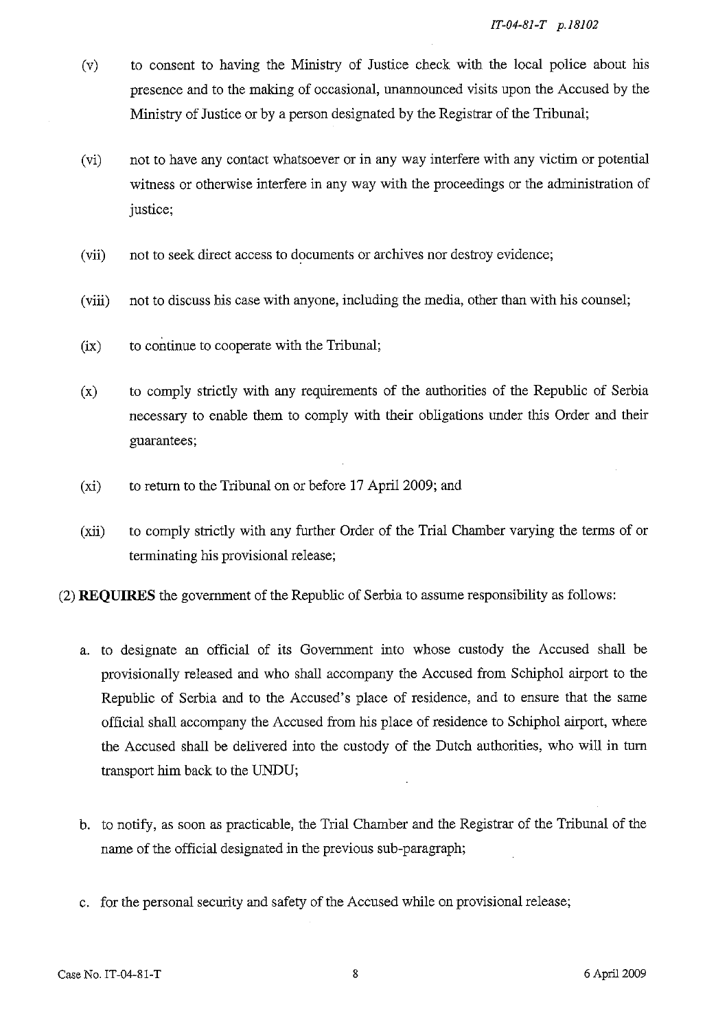(v) to consent to having the Ministry of Justice check with the local police about his presence and to the making of occasional, unannounced visits upon the Accused by the Ministry of Justice or by a person designated by the Registrar of the Tribunal;

(vi) not to have any contact whatsoever or in any way interfere with any victim or potential witness or otherwise interfere in any way with the proceedings or the administration of justice;

(vii) not to seek direct access to documents or archives nor destroy evidence;

(viii) not to discuss his case with anyone, including the media, other than with his counsel;

(ix) to continue to cooperate with the Tribunal;

(x) to comply strictly with any requirements of the authorities of the Republic of Serbia necessary to enable them to comply with their obligations under this Order and their guarantees;

(xi) to return to the Tribunal on or before 17 April 2009; and

(xii) to comply strictly with any further Order of the Trial Chamber varying the terms of or terminating his provisional release;

(2) **REQUIRES** the government of the Republic of Serbia to assume responsibility as follows:

a. to designate an official of its Government into whose custody the Accused shall be provisionally released and who shall accompany the Accused from Schiphol airport to the Republic of Serbia and to the Accused's place of residence, and to ensure that the same official shall accompany the Accused from his place of residence to Schiphol airport, where the Accused shall be delivered into the custody of the Dutch authorities, who will in turn transport him back to the UNDU;

b. to notify, as soon as practicable, the Trial Chamber and the Registrar of the Tribunal of the name of the official designated in the previous sub-paragraph;

c. for the personal security and safety of the Accused while on provisional release;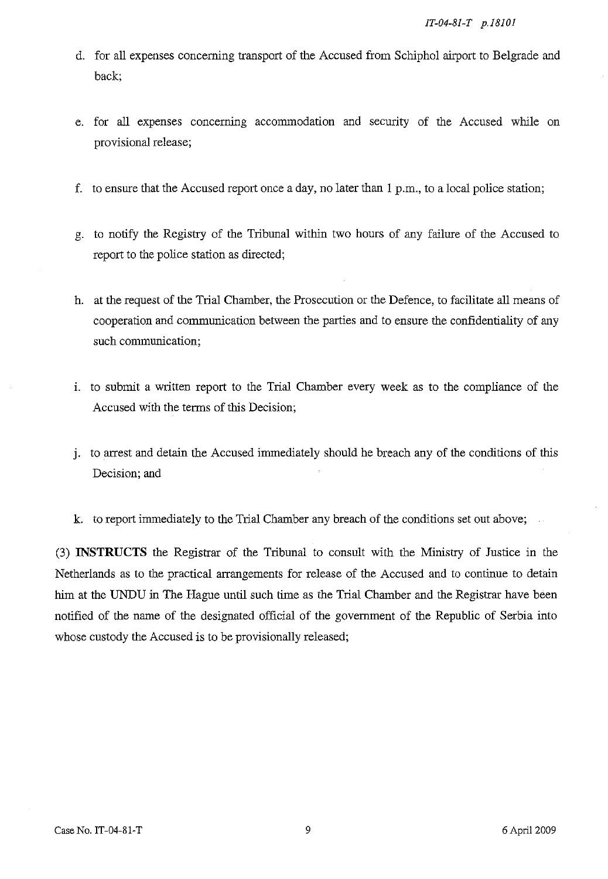d. for all expenses concerning transport of the Accused from Schiphol airport to Belgrade and back;

e. for all expenses concerning accommodation and security of the Accused while on provisional release;

f. to ensure that the Accused report once a day, no later than 1 p.m., to a local police station;

g. to notify the Registry of the Tribunal within two hours of any failure of the Accused to report to the police station as directed;

h. at the request of the Trial Chamber, the Prosecution or the Defence, to facilitate all means of cooperation and communication between the parties and to ensure the confidentiality of any such communication;

i. to submit a written report to the Trial Chamber every week as to the compliance of the Accused with the terms of this Decision;

j. to arrest and detain the Accused immediately should he breach any of the conditions of this Decision; and

k. to report immediately to the Trial Chamber any breach of the conditions set out above;

(3) **INSTRUCTS** the Registrar of the Tribunal to consult with the Ministry of Justice in the Netherlands as to the practical arrangements for release of the Accused and to continue to detain him at the UNDU in The Hague until such time as the Trial Chamber and the Registrar have been notified of the name of the designated official of the government of the Republic of Serbia into whose custody the Accused is to be provisionally released;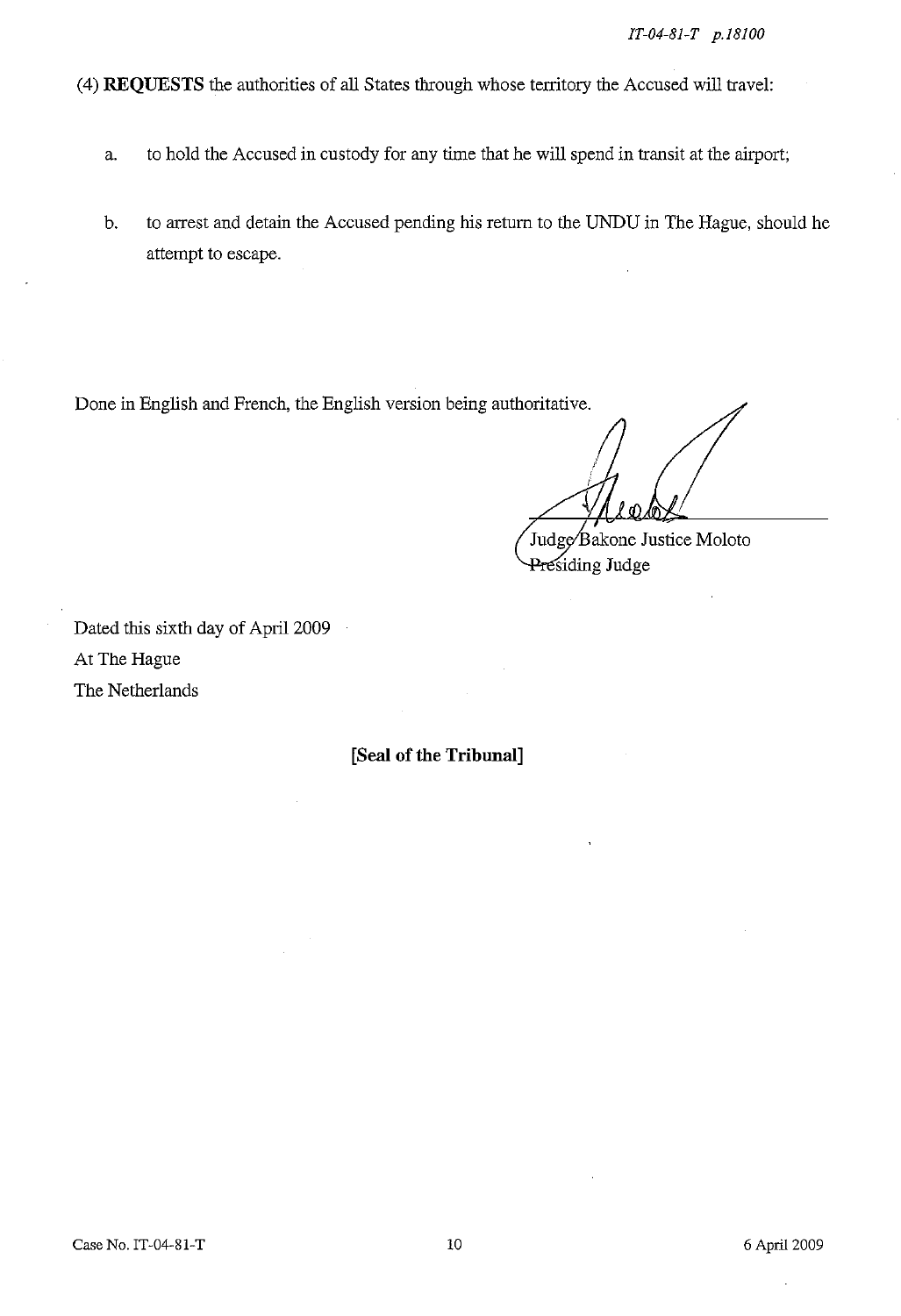(4) **REQUESTS** the authorities of all States through whose territory the Accused will travel:

a. to hold the Accused in custody for any time that he will spend in transit at the airport;

b. to arrest and detain the Accused pending his return to the UNDU in The Hague, should he attempt to escape.

Done in English and French, the English version being authoritative.

Judge Bakone Justice Moloto
Presiding Judge

Dated this sixth day of April 2009
At The Hague
The Netherlands

**[Seal of the Tribunal]**